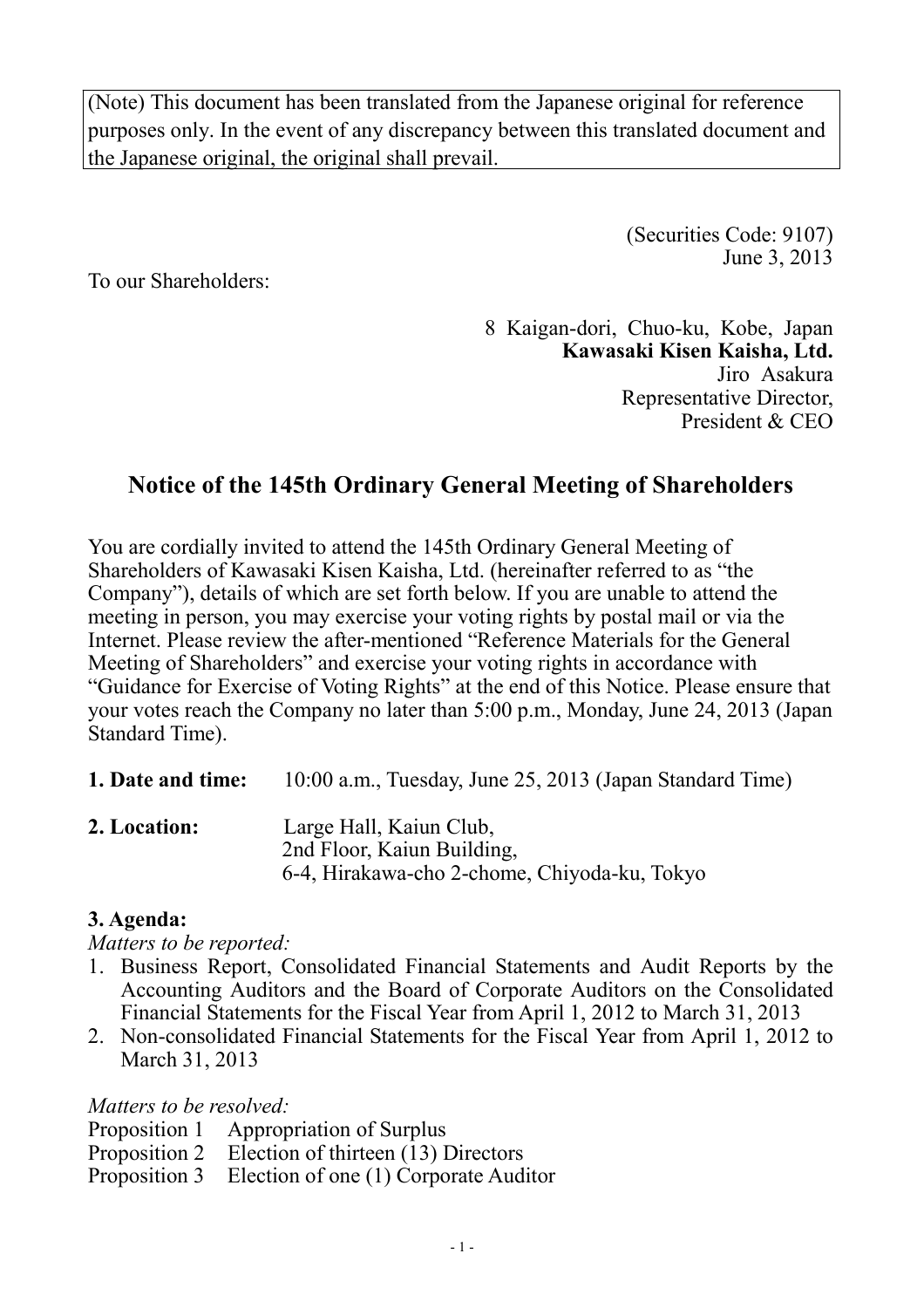(Note) This document has been translated from the Japanese original for reference purposes only. In the event of any discrepancy between this translated document and the Japanese original, the original shall prevail.

(Securities Code: 9107)
June 3, 2013

To our Shareholders:

8 Kaigan-dori, Chuo-ku, Kobe, Japan
**Kawasaki Kisen Kaisha, Ltd.**
Jiro Asakura
Representative Director,
President & CEO

# Notice of the 145th Ordinary General Meeting of Shareholders

You are cordially invited to attend the 145th Ordinary General Meeting of Shareholders of Kawasaki Kisen Kaisha, Ltd. (hereinafter referred to as "the Company"), details of which are set forth below. If you are unable to attend the meeting in person, you may exercise your voting rights by postal mail or via the Internet. Please review the after-mentioned "Reference Materials for the General Meeting of Shareholders" and exercise your voting rights in accordance with "Guidance for Exercise of Voting Rights" at the end of this Notice. Please ensure that your votes reach the Company no later than 5:00 p.m., Monday, June 24, 2013 (Japan Standard Time).

**1. Date and time:** 10:00 a.m., Tuesday, June 25, 2013 (Japan Standard Time)

**2. Location:** Large Hall, Kaiun Club,
2nd Floor, Kaiun Building,
6-4, Hirakawa-cho 2-chome, Chiyoda-ku, Tokyo

**3. Agenda:**

*Matters to be reported:*

1. Business Report, Consolidated Financial Statements and Audit Reports by the Accounting Auditors and the Board of Corporate Auditors on the Consolidated Financial Statements for the Fiscal Year from April 1, 2012 to March 31, 2013
2. Non-consolidated Financial Statements for the Fiscal Year from April 1, 2012 to March 31, 2013

*Matters to be resolved:*

Proposition 1 Appropriation of Surplus
Proposition 2 Election of thirteen (13) Directors
Proposition 3 Election of one (1) Corporate Auditor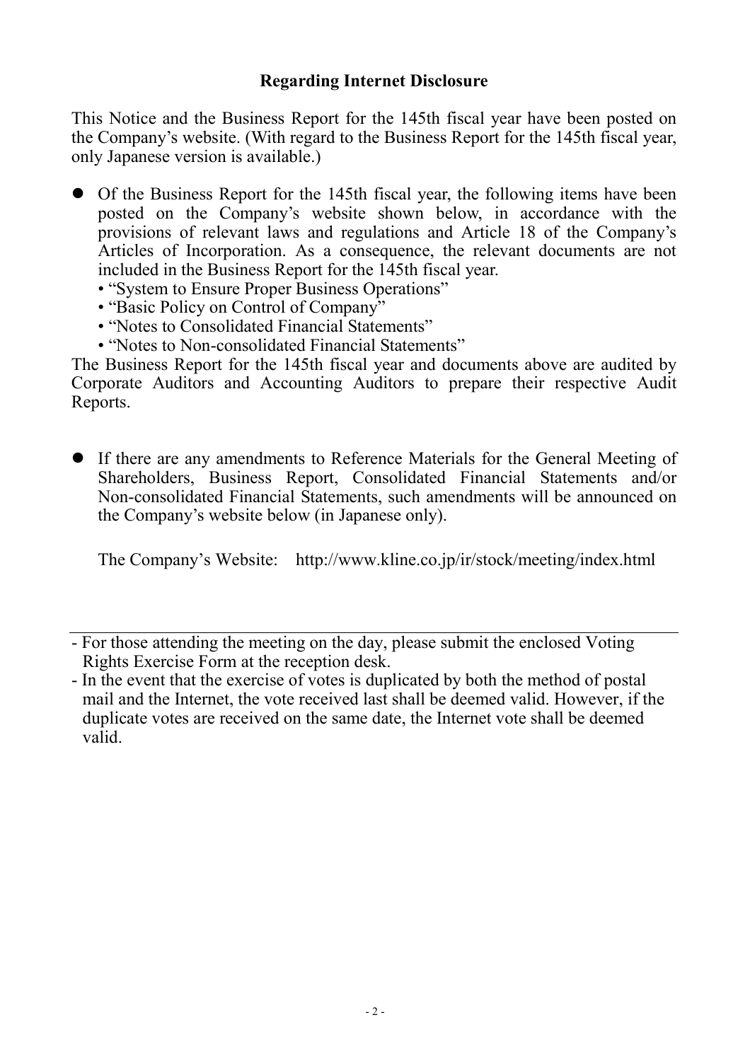## Regarding Internet Disclosure

This Notice and the Business Report for the 145th fiscal year have been posted on the Company's website. (With regard to the Business Report for the 145th fiscal year, only Japanese version is available.)

- Of the Business Report for the 145th fiscal year, the following items have been posted on the Company's website shown below, in accordance with the provisions of relevant laws and regulations and Article 18 of the Company's Articles of Incorporation. As a consequence, the relevant documents are not included in the Business Report for the 145th fiscal year.
  - "System to Ensure Proper Business Operations"
  - "Basic Policy on Control of Company"
  - "Notes to Consolidated Financial Statements"
  - "Notes to Non-consolidated Financial Statements"

The Business Report for the 145th fiscal year and documents above are audited by Corporate Auditors and Accounting Auditors to prepare their respective Audit Reports.

- If there are any amendments to Reference Materials for the General Meeting of Shareholders, Business Report, Consolidated Financial Statements and/or Non-consolidated Financial Statements, such amendments will be announced on the Company's website below (in Japanese only).

  The Company's Website: http://www.kline.co.jp/ir/stock/meeting/index.html

---

- For those attending the meeting on the day, please submit the enclosed Voting Rights Exercise Form at the reception desk.
- In the event that the exercise of votes is duplicated by both the method of postal mail and the Internet, the vote received last shall be deemed valid. However, if the duplicate votes are received on the same date, the Internet vote shall be deemed valid.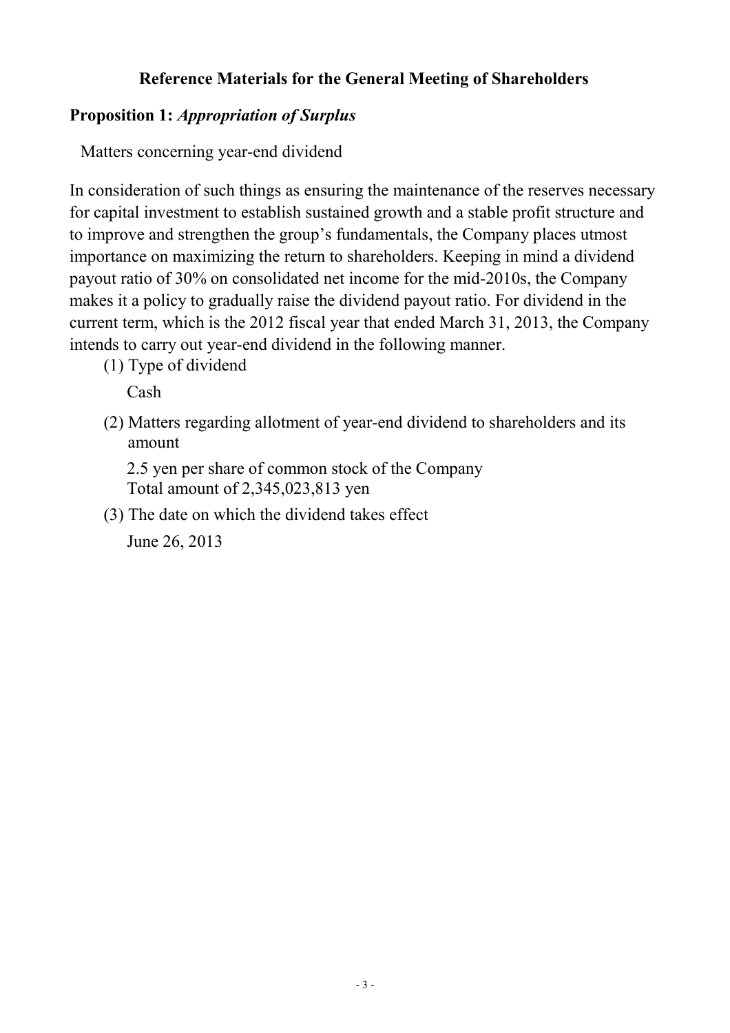## Reference Materials for the General Meeting of Shareholders

### Proposition 1: *Appropriation of Surplus*

Matters concerning year-end dividend

In consideration of such things as ensuring the maintenance of the reserves necessary for capital investment to establish sustained growth and a stable profit structure and to improve and strengthen the group's fundamentals, the Company places utmost importance on maximizing the return to shareholders. Keeping in mind a dividend payout ratio of 30% on consolidated net income for the mid-2010s, the Company makes it a policy to gradually raise the dividend payout ratio. For dividend in the current term, which is the 2012 fiscal year that ended March 31, 2013, the Company intends to carry out year-end dividend in the following manner.

(1) Type of dividend

Cash

(2) Matters regarding allotment of year-end dividend to shareholders and its amount

2.5 yen per share of common stock of the Company
Total amount of 2,345,023,813 yen

(3) The date on which the dividend takes effect

June 26, 2013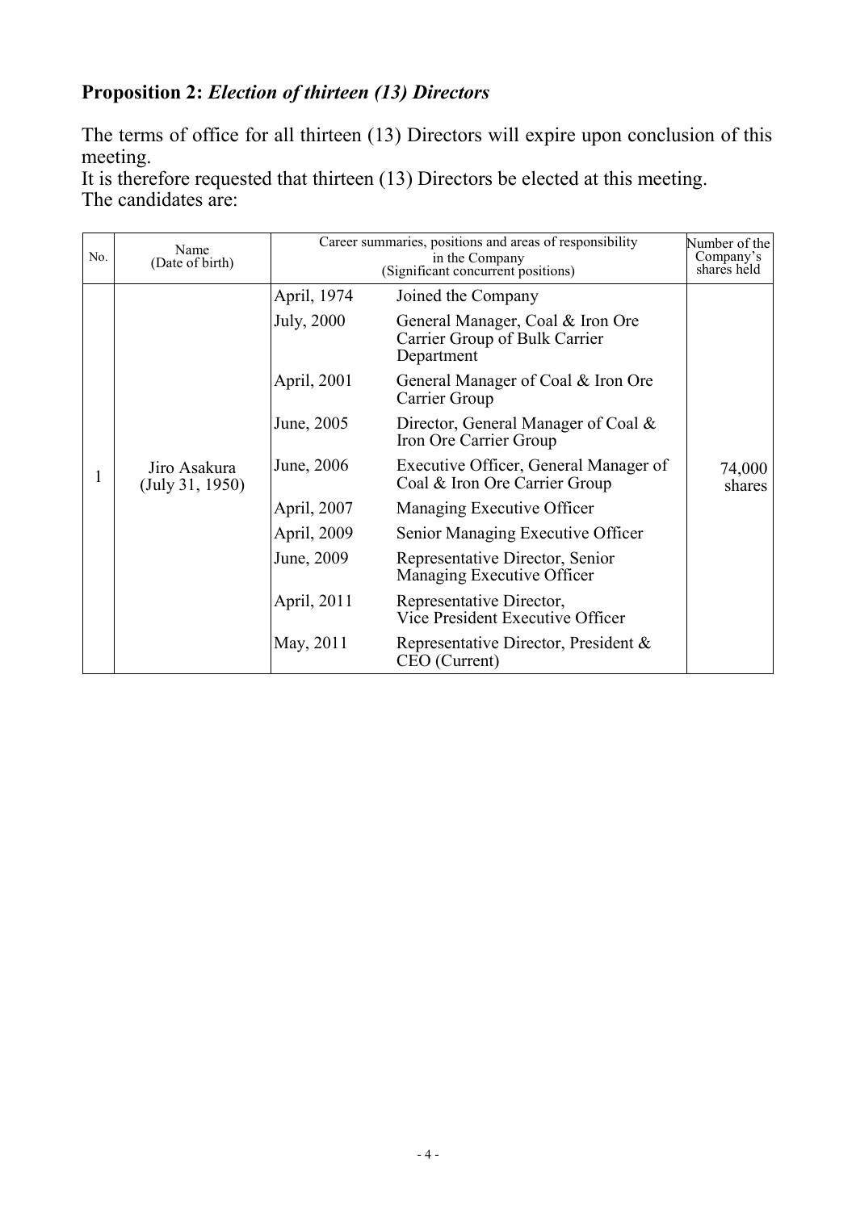**Proposition 2:** ***Election of thirteen (13) Directors***

The terms of office for all thirteen (13) Directors will expire upon conclusion of this meeting.
It is therefore requested that thirteen (13) Directors be elected at this meeting.
The candidates are:

| No. | Name (Date of birth) | Career summaries, positions and areas of responsibility in the Company (Significant concurrent positions) | | Number of the Company's shares held |
|---|---|---|---|---|
| 1 | Jiro Asakura (July 31, 1950) | April, 1974 | Joined the Company | 74,000 shares |
| | | July, 2000 | General Manager, Coal & Iron Ore Carrier Group of Bulk Carrier Department | |
| | | April, 2001 | General Manager of Coal & Iron Ore Carrier Group | |
| | | June, 2005 | Director, General Manager of Coal & Iron Ore Carrier Group | |
| | | June, 2006 | Executive Officer, General Manager of Coal & Iron Ore Carrier Group | |
| | | April, 2007 | Managing Executive Officer | |
| | | April, 2009 | Senior Managing Executive Officer | |
| | | June, 2009 | Representative Director, Senior Managing Executive Officer | |
| | | April, 2011 | Representative Director, Vice President Executive Officer | |
| | | May, 2011 | Representative Director, President & CEO (Current) | |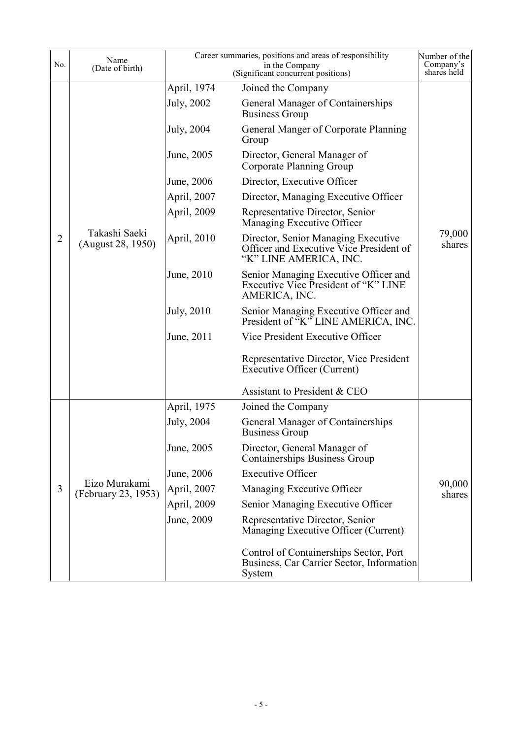| No. | Name (Date of birth) | Career summaries, positions and areas of responsibility in the Company (Significant concurrent positions) | | Number of the Company's shares held |
|---|---|---|---|---|
| 2 | Takashi Saeki (August 28, 1950) | April, 1974 | Joined the Company | 79,000 shares |
| | | July, 2002 | General Manager of Containerships Business Group | |
| | | July, 2004 | General Manger of Corporate Planning Group | |
| | | June, 2005 | Director, General Manager of Corporate Planning Group | |
| | | June, 2006 | Director, Executive Officer | |
| | | April, 2007 | Director, Managing Executive Officer | |
| | | April, 2009 | Representative Director, Senior Managing Executive Officer | |
| | | April, 2010 | Director, Senior Managing Executive Officer and Executive Vice President of "K" LINE AMERICA, INC. | |
| | | June, 2010 | Senior Managing Executive Officer and Executive Vice President of "K" LINE AMERICA, INC. | |
| | | July, 2010 | Senior Managing Executive Officer and President of "K" LINE AMERICA, INC. | |
| | | June, 2011 | Vice President Executive Officer | |
| | | | Representative Director, Vice President Executive Officer (Current) | |
| | | | Assistant to President & CEO | |
| 3 | Eizo Murakami (February 23, 1953) | April, 1975 | Joined the Company | 90,000 shares |
| | | July, 2004 | General Manager of Containerships Business Group | |
| | | June, 2005 | Director, General Manager of Containerships Business Group | |
| | | June, 2006 | Executive Officer | |
| | | April, 2007 | Managing Executive Officer | |
| | | April, 2009 | Senior Managing Executive Officer | |
| | | June, 2009 | Representative Director, Senior Managing Executive Officer (Current) | |
| | | | Control of Containerships Sector, Port Business, Car Carrier Sector, Information System | |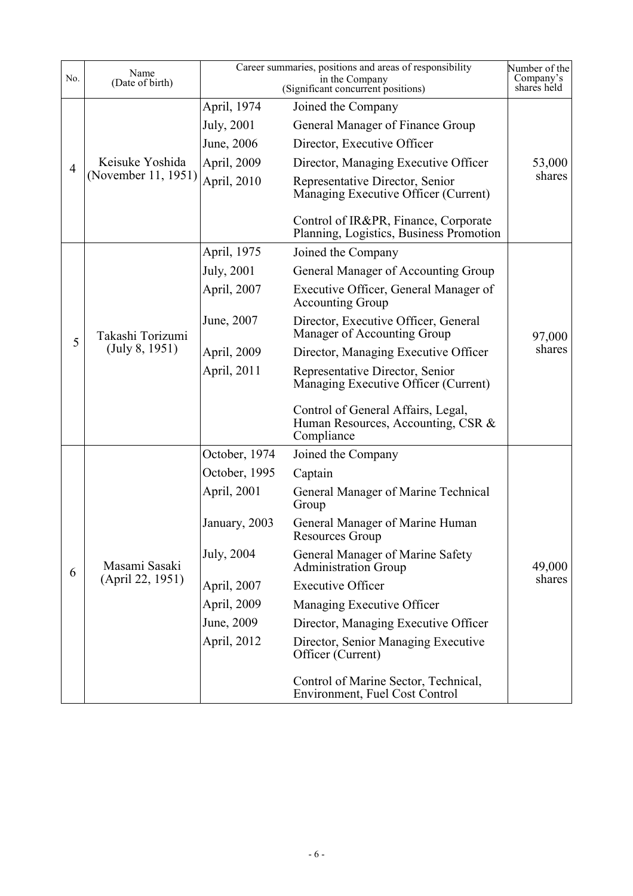| No. | Name (Date of birth) | Career summaries, positions and areas of responsibility in the Company (Significant concurrent positions) | | Number of the Company's shares held |
|---|---|---|---|---|
| 4 | Keisuke Yoshida (November 11, 1951) | April, 1974 | Joined the Company | 53,000 shares |
| | | July, 2001 | General Manager of Finance Group | |
| | | June, 2006 | Director, Executive Officer | |
| | | April, 2009 | Director, Managing Executive Officer | |
| | | April, 2010 | Representative Director, Senior Managing Executive Officer (Current) | |
| | | | Control of IR&PR, Finance, Corporate Planning, Logistics, Business Promotion | |
| 5 | Takashi Torizumi (July 8, 1951) | April, 1975 | Joined the Company | 97,000 shares |
| | | July, 2001 | General Manager of Accounting Group | |
| | | April, 2007 | Executive Officer, General Manager of Accounting Group | |
| | | June, 2007 | Director, Executive Officer, General Manager of Accounting Group | |
| | | April, 2009 | Director, Managing Executive Officer | |
| | | April, 2011 | Representative Director, Senior Managing Executive Officer (Current) | |
| | | | Control of General Affairs, Legal, Human Resources, Accounting, CSR & Compliance | |
| 6 | Masami Sasaki (April 22, 1951) | October, 1974 | Joined the Company | 49,000 shares |
| | | October, 1995 | Captain | |
| | | April, 2001 | General Manager of Marine Technical Group | |
| | | January, 2003 | General Manager of Marine Human Resources Group | |
| | | July, 2004 | General Manager of Marine Safety Administration Group | |
| | | April, 2007 | Executive Officer | |
| | | April, 2009 | Managing Executive Officer | |
| | | June, 2009 | Director, Managing Executive Officer | |
| | | April, 2012 | Director, Senior Managing Executive Officer (Current) | |
| | | | Control of Marine Sector, Technical, Environment, Fuel Cost Control | |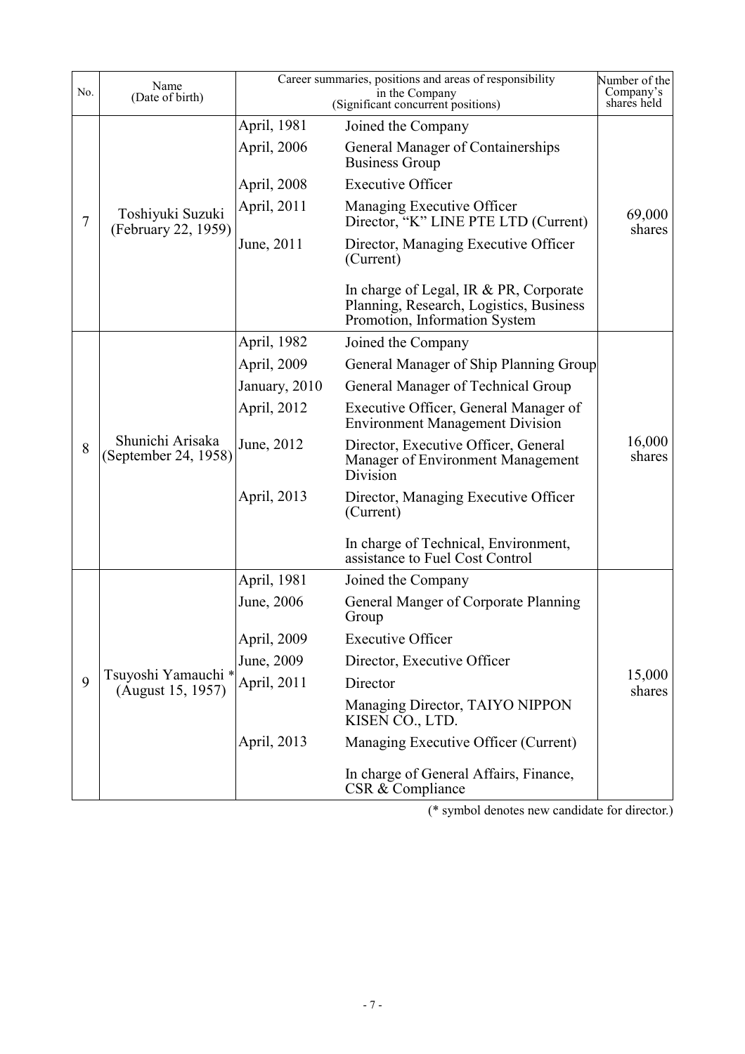| No. | Name (Date of birth) | Career summaries, positions and areas of responsibility in the Company (Significant concurrent positions) | | Number of the Company's shares held |
|---|---|---|---|---|
| 7 | Toshiyuki Suzuki (February 22, 1959) | April, 1981 | Joined the Company | 69,000 shares |
| | | April, 2006 | General Manager of Containerships Business Group | |
| | | April, 2008 | Executive Officer | |
| | | April, 2011 | Managing Executive Officer Director, "K" LINE PTE LTD (Current) | |
| | | June, 2011 | Director, Managing Executive Officer (Current) | |
| | | | In charge of Legal, IR & PR, Corporate Planning, Research, Logistics, Business Promotion, Information System | |
| 8 | Shunichi Arisaka (September 24, 1958) | April, 1982 | Joined the Company | 16,000 shares |
| | | April, 2009 | General Manager of Ship Planning Group | |
| | | January, 2010 | General Manager of Technical Group | |
| | | April, 2012 | Executive Officer, General Manager of Environment Management Division | |
| | | June, 2012 | Director, Executive Officer, General Manager of Environment Management Division | |
| | | April, 2013 | Director, Managing Executive Officer (Current) | |
| | | | In charge of Technical, Environment, assistance to Fuel Cost Control | |
| 9 | Tsuyoshi Yamauchi * (August 15, 1957) | April, 1981 | Joined the Company | 15,000 shares |
| | | June, 2006 | General Manger of Corporate Planning Group | |
| | | April, 2009 | Executive Officer | |
| | | June, 2009 | Director, Executive Officer | |
| | | April, 2011 | Director | |
| | | | Managing Director, TAIYO NIPPON KISEN CO., LTD. | |
| | | April, 2013 | Managing Executive Officer (Current) | |
| | | | In charge of General Affairs, Finance, CSR & Compliance | |

(* symbol denotes new candidate for director.)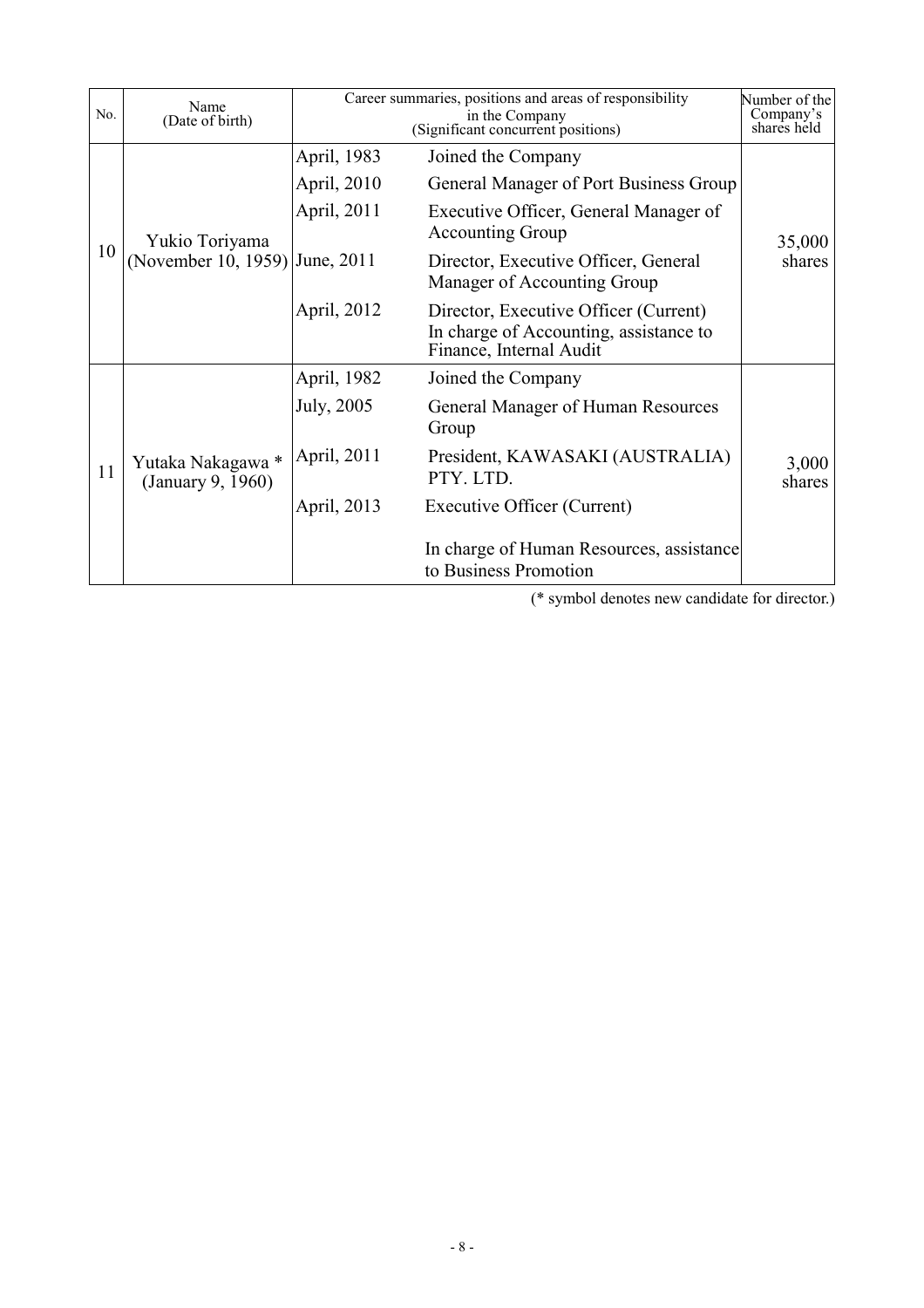| No. | Name (Date of birth) | Career summaries, positions and areas of responsibility in the Company (Significant concurrent positions) | | Number of the Company's shares held |
|---|---|---|---|---|
| 10 | Yukio Toriyama (November 10, 1959) | April, 1983 | Joined the Company | 35,000 shares |
| | | April, 2010 | General Manager of Port Business Group | |
| | | April, 2011 | Executive Officer, General Manager of Accounting Group | |
| | | June, 2011 | Director, Executive Officer, General Manager of Accounting Group | |
| | | April, 2012 | Director, Executive Officer (Current) In charge of Accounting, assistance to Finance, Internal Audit | |
| 11 | Yutaka Nakagawa * (January 9, 1960) | April, 1982 | Joined the Company | 3,000 shares |
| | | July, 2005 | General Manager of Human Resources Group | |
| | | April, 2011 | President, KAWASAKI (AUSTRALIA) PTY. LTD. | |
| | | April, 2013 | Executive Officer (Current) | |
| | | | In charge of Human Resources, assistance to Business Promotion | |

(* symbol denotes new candidate for director.)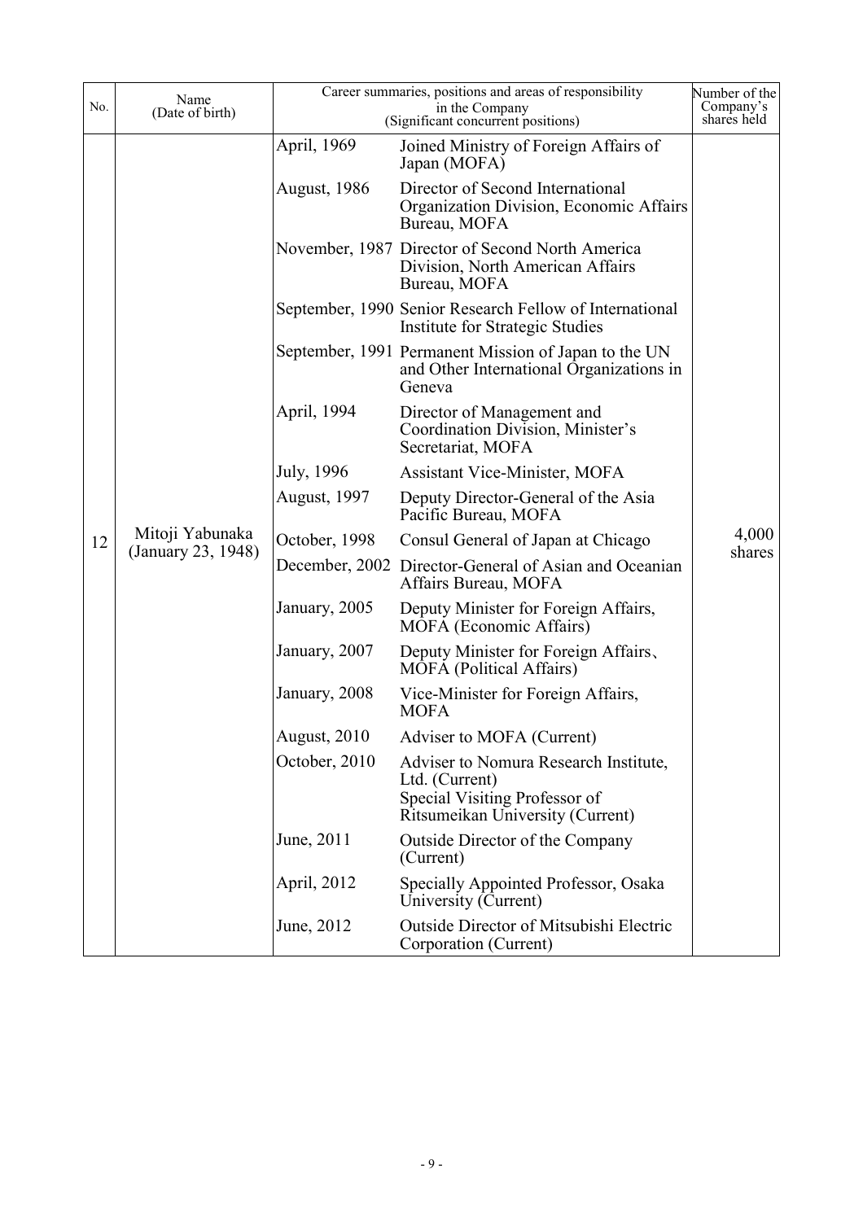| No. | Name (Date of birth) | Career summaries, positions and areas of responsibility in the Company (Significant concurrent positions) | | Number of the Company's shares held |
|---|---|---|---|---|
| 12 | Mitoji Yabunaka (January 23, 1948) | April, 1969 | Joined Ministry of Foreign Affairs of Japan (MOFA) | 4,000 shares |
| | | August, 1986 | Director of Second International Organization Division, Economic Affairs Bureau, MOFA | |
| | | November, 1987 | Director of Second North America Division, North American Affairs Bureau, MOFA | |
| | | September, 1990 | Senior Research Fellow of International Institute for Strategic Studies | |
| | | September, 1991 | Permanent Mission of Japan to the UN and Other International Organizations in Geneva | |
| | | April, 1994 | Director of Management and Coordination Division, Minister's Secretariat, MOFA | |
| | | July, 1996 | Assistant Vice-Minister, MOFA | |
| | | August, 1997 | Deputy Director-General of the Asia Pacific Bureau, MOFA | |
| | | October, 1998 | Consul General of Japan at Chicago | |
| | | December, 2002 | Director-General of Asian and Oceanian Affairs Bureau, MOFA | |
| | | January, 2005 | Deputy Minister for Foreign Affairs, MOFA (Economic Affairs) | |
| | | January, 2007 | Deputy Minister for Foreign Affairs、MOFA (Political Affairs) | |
| | | January, 2008 | Vice-Minister for Foreign Affairs, MOFA | |
| | | August, 2010 | Adviser to MOFA (Current) | |
| | | October, 2010 | Adviser to Nomura Research Institute, Ltd. (Current) Special Visiting Professor of Ritsumeikan University (Current) | |
| | | June, 2011 | Outside Director of the Company (Current) | |
| | | April, 2012 | Specially Appointed Professor, Osaka University (Current) | |
| | | June, 2012 | Outside Director of Mitsubishi Electric Corporation (Current) | |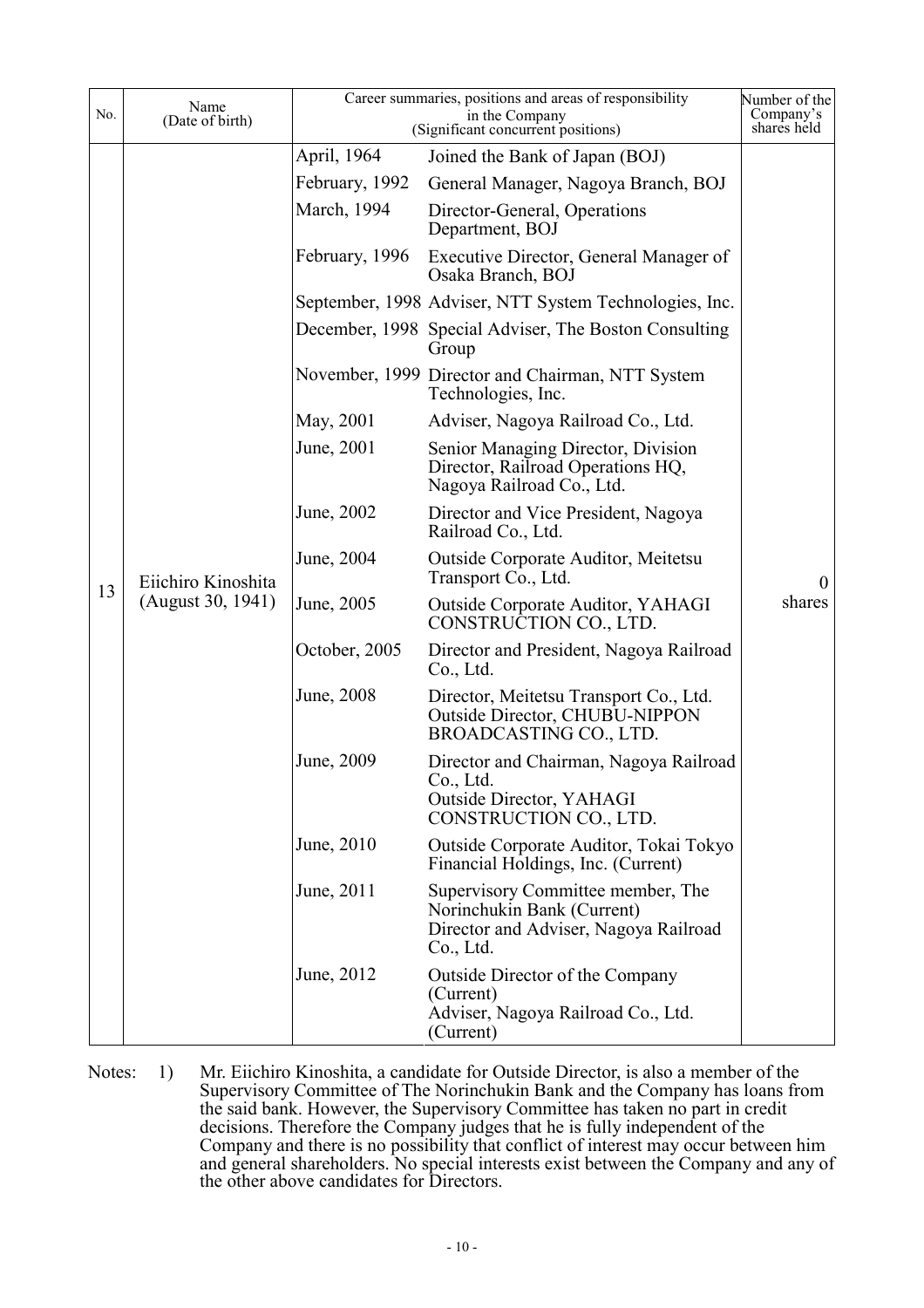| No. | Name (Date of birth) | Career summaries, positions and areas of responsibility in the Company (Significant concurrent positions) | | Number of the Company's shares held |
|---|---|---|---|---|
| 13 | Eiichiro Kinoshita (August 30, 1941) | April, 1964 | Joined the Bank of Japan (BOJ) | 0 shares |
| | | February, 1992 | General Manager, Nagoya Branch, BOJ | |
| | | March, 1994 | Director-General, Operations Department, BOJ | |
| | | February, 1996 | Executive Director, General Manager of Osaka Branch, BOJ | |
| | | September, 1998 | Adviser, NTT System Technologies, Inc. | |
| | | December, 1998 | Special Adviser, The Boston Consulting Group | |
| | | November, 1999 | Director and Chairman, NTT System Technologies, Inc. | |
| | | May, 2001 | Adviser, Nagoya Railroad Co., Ltd. | |
| | | June, 2001 | Senior Managing Director, Division Director, Railroad Operations HQ, Nagoya Railroad Co., Ltd. | |
| | | June, 2002 | Director and Vice President, Nagoya Railroad Co., Ltd. | |
| | | June, 2004 | Outside Corporate Auditor, Meitetsu Transport Co., Ltd. | |
| | | June, 2005 | Outside Corporate Auditor, YAHAGI CONSTRUCTION CO., LTD. | |
| | | October, 2005 | Director and President, Nagoya Railroad Co., Ltd. | |
| | | June, 2008 | Director, Meitetsu Transport Co., Ltd.<br>Outside Director, CHUBU-NIPPON BROADCASTING CO., LTD. | |
| | | June, 2009 | Director and Chairman, Nagoya Railroad Co., Ltd.<br>Outside Director, YAHAGI CONSTRUCTION CO., LTD. | |
| | | June, 2010 | Outside Corporate Auditor, Tokai Tokyo Financial Holdings, Inc. (Current) | |
| | | June, 2011 | Supervisory Committee member, The Norinchukin Bank (Current)<br>Director and Adviser, Nagoya Railroad Co., Ltd. | |
| | | June, 2012 | Outside Director of the Company (Current)<br>Adviser, Nagoya Railroad Co., Ltd. (Current) | |

Notes: 1) Mr. Eiichiro Kinoshita, a candidate for Outside Director, is also a member of the Supervisory Committee of The Norinchukin Bank and the Company has loans from the said bank. However, the Supervisory Committee has taken no part in credit decisions. Therefore the Company judges that he is fully independent of the Company and there is no possibility that conflict of interest may occur between him and general shareholders. No special interests exist between the Company and any of the other above candidates for Directors.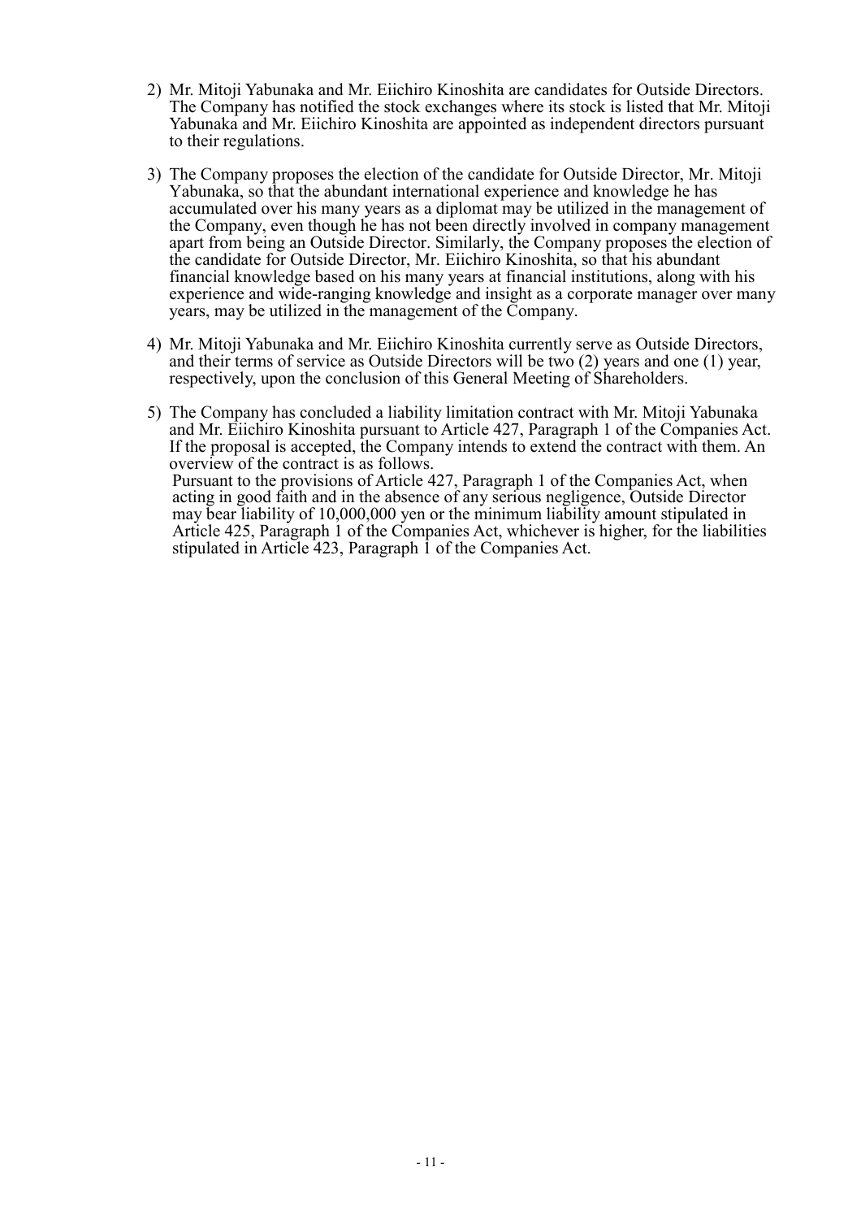2) Mr. Mitoji Yabunaka and Mr. Eiichiro Kinoshita are candidates for Outside Directors. The Company has notified the stock exchanges where its stock is listed that Mr. Mitoji Yabunaka and Mr. Eiichiro Kinoshita are appointed as independent directors pursuant to their regulations.

3) The Company proposes the election of the candidate for Outside Director, Mr. Mitoji Yabunaka, so that the abundant international experience and knowledge he has accumulated over his many years as a diplomat may be utilized in the management of the Company, even though he has not been directly involved in company management apart from being an Outside Director. Similarly, the Company proposes the election of the candidate for Outside Director, Mr. Eiichiro Kinoshita, so that his abundant financial knowledge based on his many years at financial institutions, along with his experience and wide-ranging knowledge and insight as a corporate manager over many years, may be utilized in the management of the Company.

4) Mr. Mitoji Yabunaka and Mr. Eiichiro Kinoshita currently serve as Outside Directors, and their terms of service as Outside Directors will be two (2) years and one (1) year, respectively, upon the conclusion of this General Meeting of Shareholders.

5) The Company has concluded a liability limitation contract with Mr. Mitoji Yabunaka and Mr. Eiichiro Kinoshita pursuant to Article 427, Paragraph 1 of the Companies Act. If the proposal is accepted, the Company intends to extend the contract with them. An overview of the contract is as follows.
   Pursuant to the provisions of Article 427, Paragraph 1 of the Companies Act, when acting in good faith and in the absence of any serious negligence, Outside Director may bear liability of 10,000,000 yen or the minimum liability amount stipulated in Article 425, Paragraph 1 of the Companies Act, whichever is higher, for the liabilities stipulated in Article 423, Paragraph 1 of the Companies Act.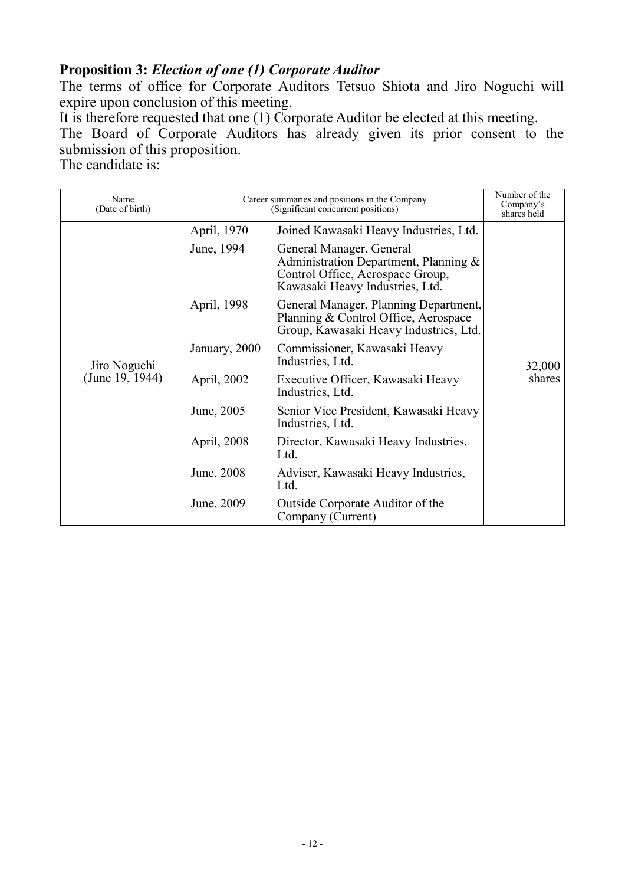**Proposition 3:** ***Election of one (1) Corporate Auditor***

The terms of office for Corporate Auditors Tetsuo Shiota and Jiro Noguchi will expire upon conclusion of this meeting.

It is therefore requested that one (1) Corporate Auditor be elected at this meeting.

The Board of Corporate Auditors has already given its prior consent to the submission of this proposition.

The candidate is:

| Name (Date of birth) | Career summaries and positions in the Company (Significant concurrent positions) | | Number of the Company's shares held |
|---|---|---|---|
| Jiro Noguchi (June 19, 1944) | April, 1970 | Joined Kawasaki Heavy Industries, Ltd. | 32,000 shares |
| | June, 1994 | General Manager, General Administration Department, Planning & Control Office, Aerospace Group, Kawasaki Heavy Industries, Ltd. | |
| | April, 1998 | General Manager, Planning Department, Planning & Control Office, Aerospace Group, Kawasaki Heavy Industries, Ltd. | |
| | January, 2000 | Commissioner, Kawasaki Heavy Industries, Ltd. | |
| | April, 2002 | Executive Officer, Kawasaki Heavy Industries, Ltd. | |
| | June, 2005 | Senior Vice President, Kawasaki Heavy Industries, Ltd. | |
| | April, 2008 | Director, Kawasaki Heavy Industries, Ltd. | |
| | June, 2008 | Adviser, Kawasaki Heavy Industries, Ltd. | |
| | June, 2009 | Outside Corporate Auditor of the Company (Current) | |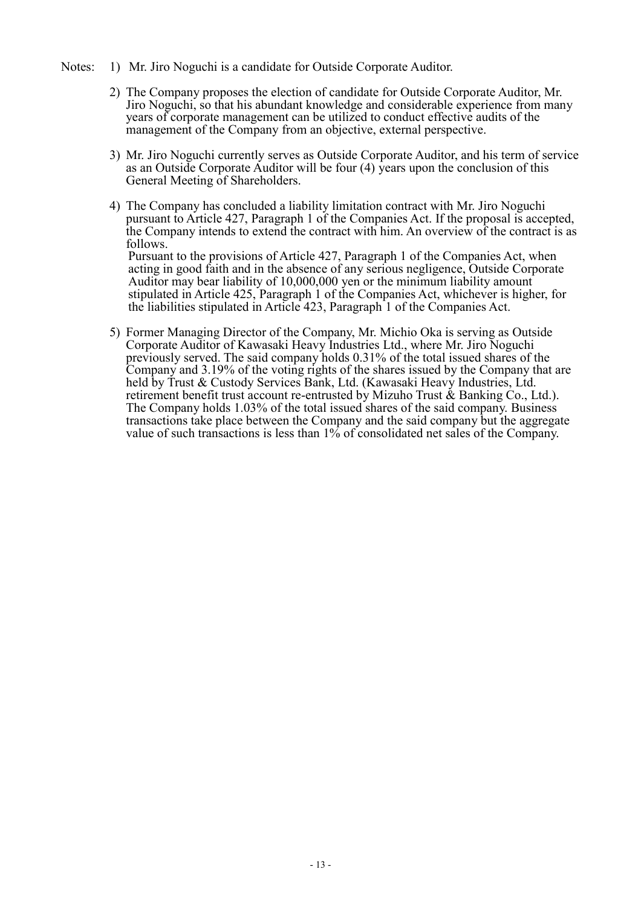Notes:

1) Mr. Jiro Noguchi is a candidate for Outside Corporate Auditor.

2) The Company proposes the election of candidate for Outside Corporate Auditor, Mr. Jiro Noguchi, so that his abundant knowledge and considerable experience from many years of corporate management can be utilized to conduct effective audits of the management of the Company from an objective, external perspective.

3) Mr. Jiro Noguchi currently serves as Outside Corporate Auditor, and his term of service as an Outside Corporate Auditor will be four (4) years upon the conclusion of this General Meeting of Shareholders.

4) The Company has concluded a liability limitation contract with Mr. Jiro Noguchi pursuant to Article 427, Paragraph 1 of the Companies Act. If the proposal is accepted, the Company intends to extend the contract with him. An overview of the contract is as follows.
   Pursuant to the provisions of Article 427, Paragraph 1 of the Companies Act, when acting in good faith and in the absence of any serious negligence, Outside Corporate Auditor may bear liability of 10,000,000 yen or the minimum liability amount stipulated in Article 425, Paragraph 1 of the Companies Act, whichever is higher, for the liabilities stipulated in Article 423, Paragraph 1 of the Companies Act.

5) Former Managing Director of the Company, Mr. Michio Oka is serving as Outside Corporate Auditor of Kawasaki Heavy Industries Ltd., where Mr. Jiro Noguchi previously served. The said company holds 0.31% of the total issued shares of the Company and 3.19% of the voting rights of the shares issued by the Company that are held by Trust & Custody Services Bank, Ltd. (Kawasaki Heavy Industries, Ltd. retirement benefit trust account re-entrusted by Mizuho Trust & Banking Co., Ltd.). The Company holds 1.03% of the total issued shares of the said company. Business transactions take place between the Company and the said company but the aggregate value of such transactions is less than 1% of consolidated net sales of the Company.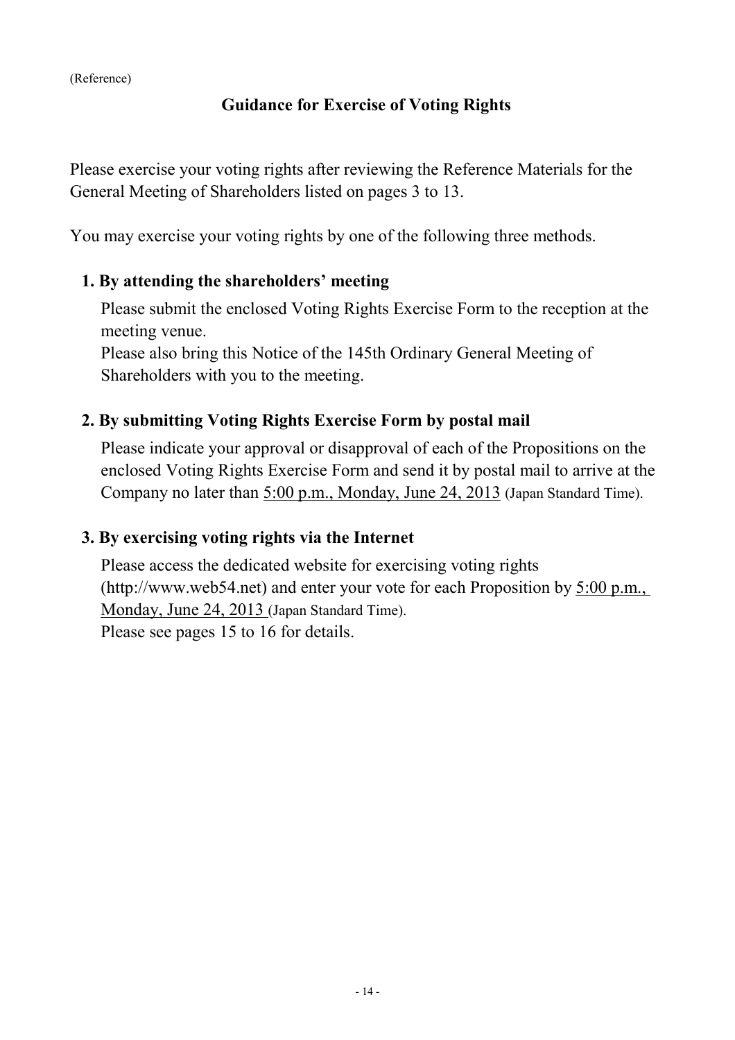(Reference)

## Guidance for Exercise of Voting Rights

Please exercise your voting rights after reviewing the Reference Materials for the General Meeting of Shareholders listed on pages 3 to 13.

You may exercise your voting rights by one of the following three methods.

### 1. By attending the shareholders' meeting

Please submit the enclosed Voting Rights Exercise Form to the reception at the meeting venue.
Please also bring this Notice of the 145th Ordinary General Meeting of Shareholders with you to the meeting.

### 2. By submitting Voting Rights Exercise Form by postal mail

Please indicate your approval or disapproval of each of the Propositions on the enclosed Voting Rights Exercise Form and send it by postal mail to arrive at the Company no later than 5:00 p.m., Monday, June 24, 2013 (Japan Standard Time).

### 3. By exercising voting rights via the Internet

Please access the dedicated website for exercising voting rights (http://www.web54.net) and enter your vote for each Proposition by 5:00 p.m., Monday, June 24, 2013 (Japan Standard Time).
Please see pages 15 to 16 for details.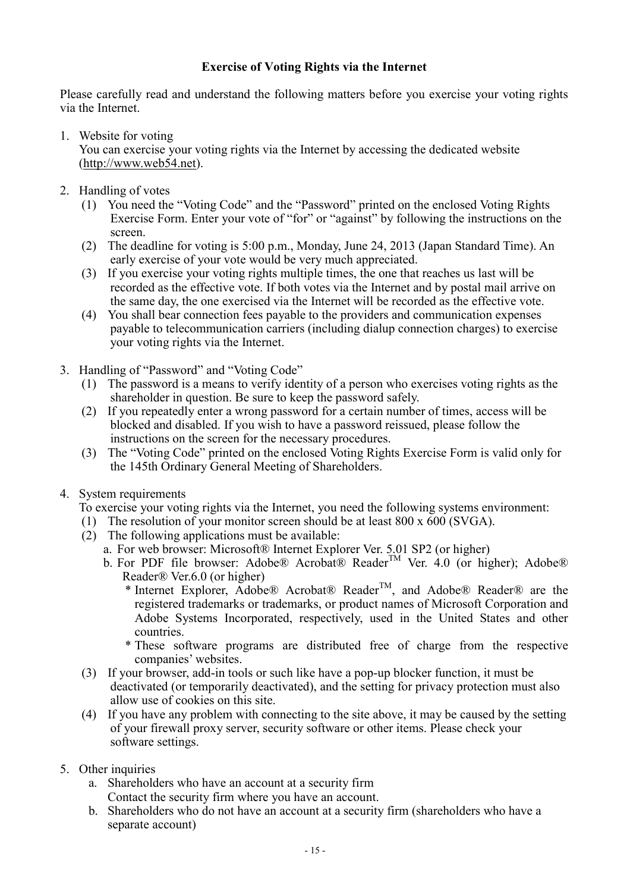### Exercise of Voting Rights via the Internet

Please carefully read and understand the following matters before you exercise your voting rights via the Internet.

1. Website for voting
   You can exercise your voting rights via the Internet by accessing the dedicated website (http://www.web54.net).

2. Handling of votes
   (1) You need the "Voting Code" and the "Password" printed on the enclosed Voting Rights Exercise Form. Enter your vote of "for" or "against" by following the instructions on the screen.
   (2) The deadline for voting is 5:00 p.m., Monday, June 24, 2013 (Japan Standard Time). An early exercise of your vote would be very much appreciated.
   (3) If you exercise your voting rights multiple times, the one that reaches us last will be recorded as the effective vote. If both votes via the Internet and by postal mail arrive on the same day, the one exercised via the Internet will be recorded as the effective vote.
   (4) You shall bear connection fees payable to the providers and communication expenses payable to telecommunication carriers (including dialup connection charges) to exercise your voting rights via the Internet.

3. Handling of "Password" and "Voting Code"
   (1) The password is a means to verify identity of a person who exercises voting rights as the shareholder in question. Be sure to keep the password safely.
   (2) If you repeatedly enter a wrong password for a certain number of times, access will be blocked and disabled. If you wish to have a password reissued, please follow the instructions on the screen for the necessary procedures.
   (3) The "Voting Code" printed on the enclosed Voting Rights Exercise Form is valid only for the 145th Ordinary General Meeting of Shareholders.

4. System requirements
   To exercise your voting rights via the Internet, you need the following systems environment:
   (1) The resolution of your monitor screen should be at least 800 x 600 (SVGA).
   (2) The following applications must be available:
      a. For web browser: Microsoft® Internet Explorer Ver. 5.01 SP2 (or higher)
      b. For PDF file browser: Adobe® Acrobat® Reader™ Ver. 4.0 (or higher); Adobe® Reader® Ver.6.0 (or higher)
         * Internet Explorer, Adobe® Acrobat® Reader™, and Adobe® Reader® are the registered trademarks or trademarks, or product names of Microsoft Corporation and Adobe Systems Incorporated, respectively, used in the United States and other countries.
         * These software programs are distributed free of charge from the respective companies' websites.
   (3) If your browser, add-in tools or such like have a pop-up blocker function, it must be deactivated (or temporarily deactivated), and the setting for privacy protection must also allow use of cookies on this site.
   (4) If you have any problem with connecting to the site above, it may be caused by the setting of your firewall proxy server, security software or other items. Please check your software settings.

5. Other inquiries
   a. Shareholders who have an account at a security firm
      Contact the security firm where you have an account.
   b. Shareholders who do not have an account at a security firm (shareholders who have a separate account)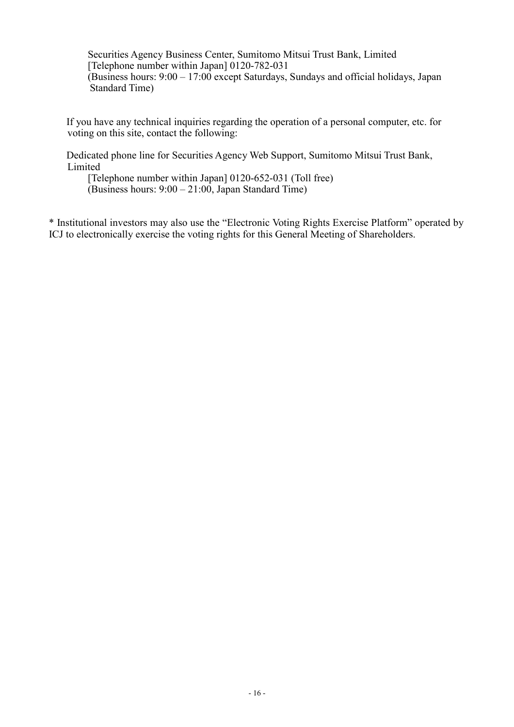Securities Agency Business Center, Sumitomo Mitsui Trust Bank, Limited
[Telephone number within Japan] 0120-782-031
(Business hours: 9:00 – 17:00 except Saturdays, Sundays and official holidays, Japan Standard Time)

If you have any technical inquiries regarding the operation of a personal computer, etc. for voting on this site, contact the following:

Dedicated phone line for Securities Agency Web Support, Sumitomo Mitsui Trust Bank, Limited
[Telephone number within Japan] 0120-652-031 (Toll free)
(Business hours: 9:00 – 21:00, Japan Standard Time)

* Institutional investors may also use the "Electronic Voting Rights Exercise Platform" operated by ICJ to electronically exercise the voting rights for this General Meeting of Shareholders.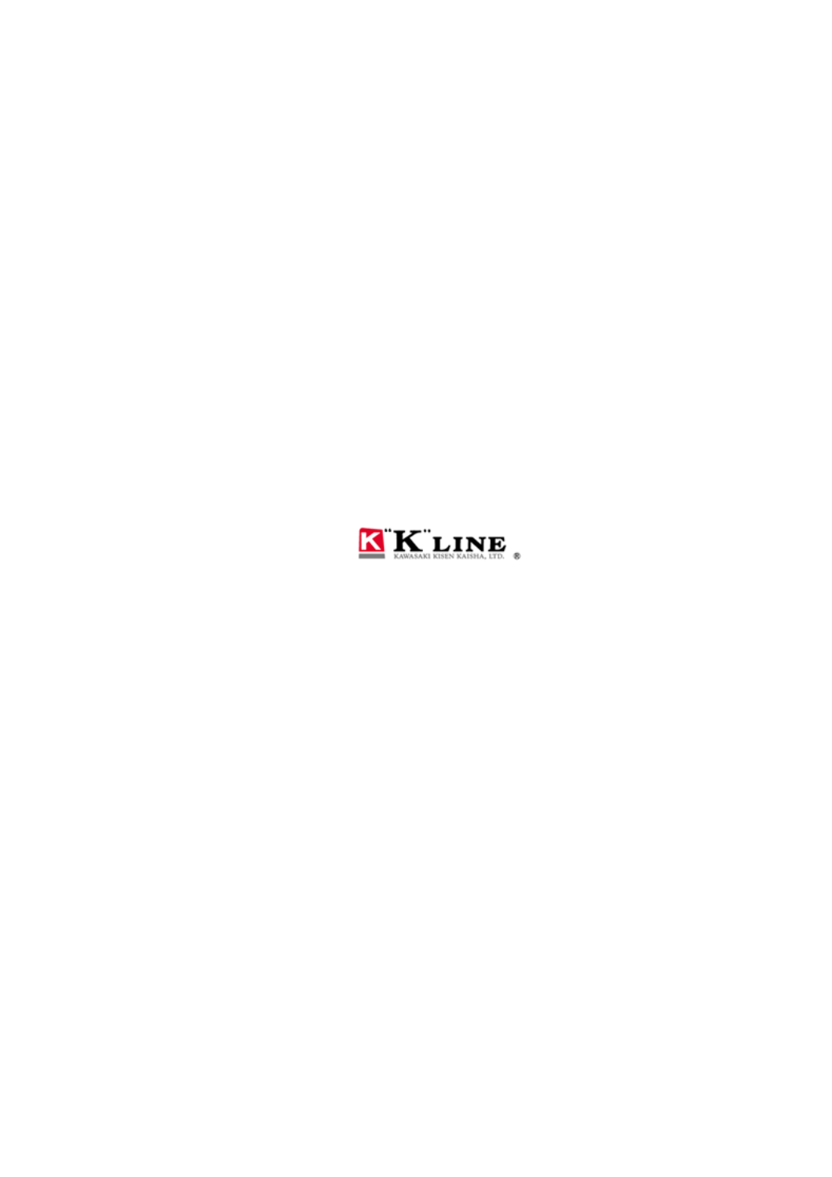"K" LINE

KAWASAKI KISEN KAISHA, LTD. ®